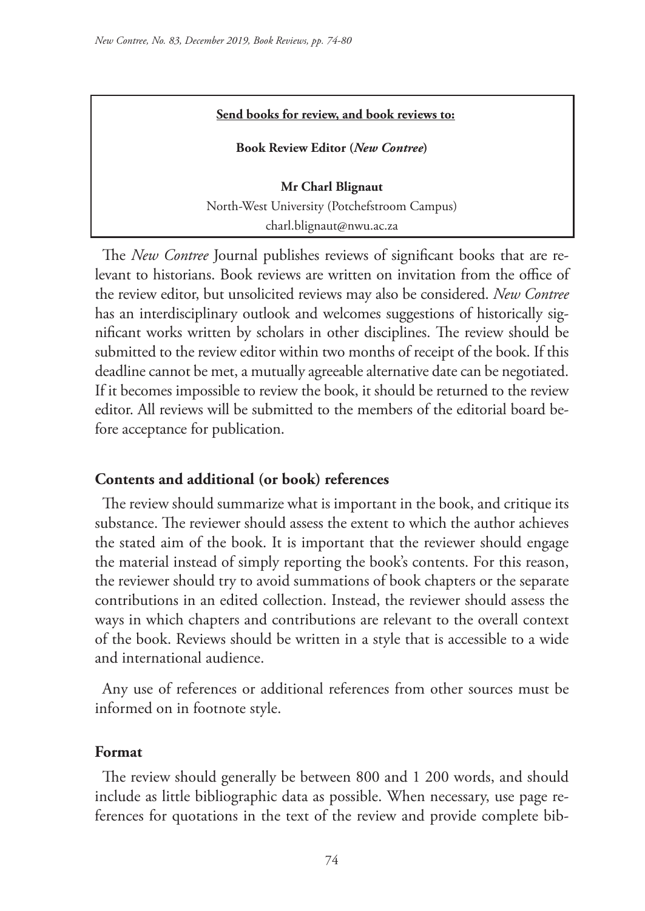**Send books for review, and book reviews to:**

**Book Review Editor (*New Contree*)**

**Mr Charl Blignaut**
North-West University (Potchefstroom Campus)
charl.blignaut@nwu.ac.za

The *New Contree* Journal publishes reviews of significant books that are relevant to historians. Book reviews are written on invitation from the office of the review editor, but unsolicited reviews may also be considered. *New Contree* has an interdisciplinary outlook and welcomes suggestions of historically significant works written by scholars in other disciplines. The review should be submitted to the review editor within two months of receipt of the book. If this deadline cannot be met, a mutually agreeable alternative date can be negotiated. If it becomes impossible to review the book, it should be returned to the review editor. All reviews will be submitted to the members of the editorial board before acceptance for publication.

## Contents and additional (or book) references

The review should summarize what is important in the book, and critique its substance. The reviewer should assess the extent to which the author achieves the stated aim of the book. It is important that the reviewer should engage the material instead of simply reporting the book's contents. For this reason, the reviewer should try to avoid summations of book chapters or the separate contributions in an edited collection. Instead, the reviewer should assess the ways in which chapters and contributions are relevant to the overall context of the book. Reviews should be written in a style that is accessible to a wide and international audience.

Any use of references or additional references from other sources must be informed on in footnote style.

## Format

The review should generally be between 800 and 1 200 words, and should include as little bibliographic data as possible. When necessary, use page references for quotations in the text of the review and provide complete bib-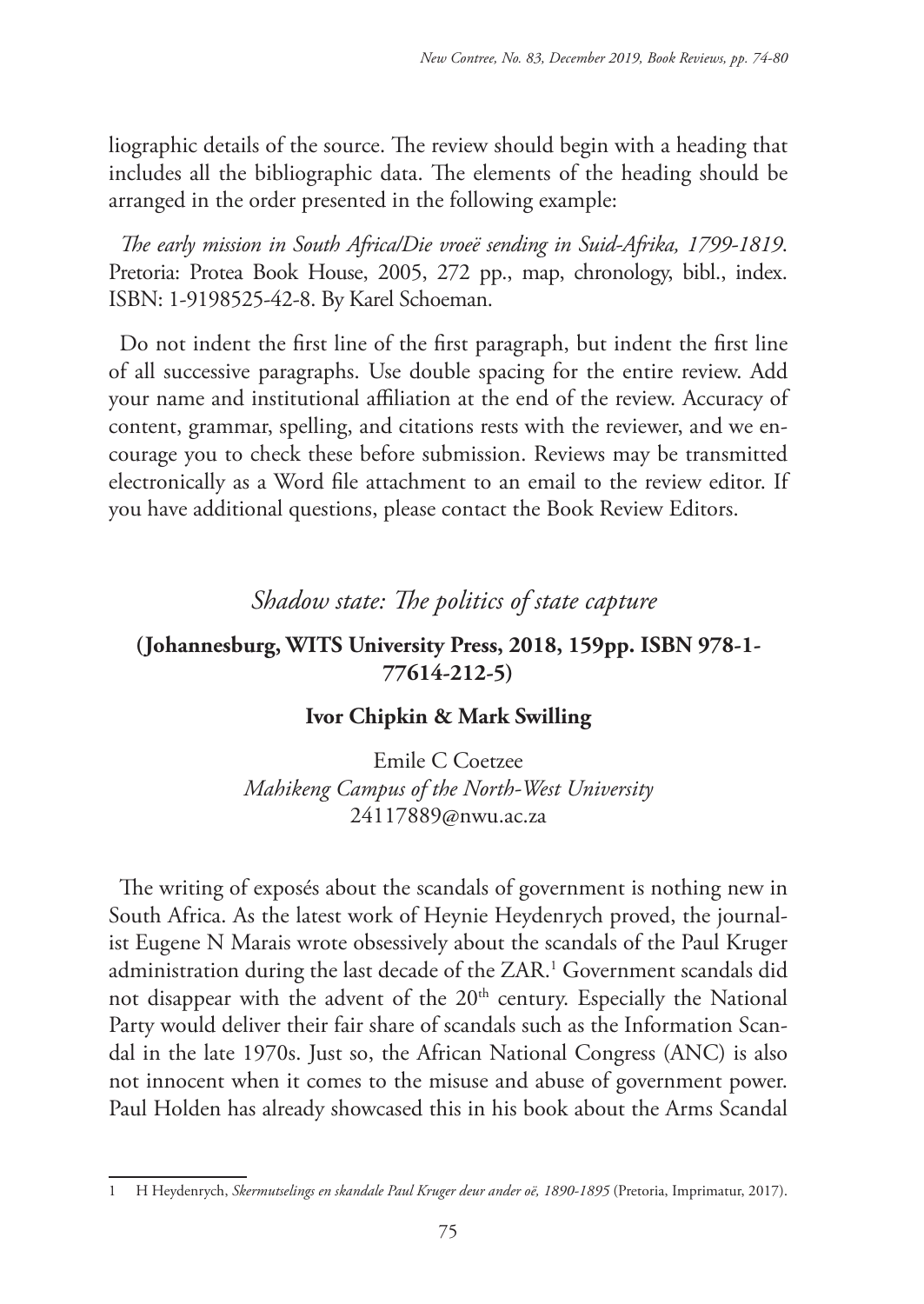liographic details of the source. The review should begin with a heading that includes all the bibliographic data. The elements of the heading should be arranged in the order presented in the following example:

*The early mission in South Africa/Die vroeë sending in Suid-Afrika, 1799-1819*. Pretoria: Protea Book House, 2005, 272 pp., map, chronology, bibl., index. ISBN: 1-9198525-42-8. By Karel Schoeman.

Do not indent the first line of the first paragraph, but indent the first line of all successive paragraphs. Use double spacing for the entire review. Add your name and institutional affiliation at the end of the review. Accuracy of content, grammar, spelling, and citations rests with the reviewer, and we encourage you to check these before submission. Reviews may be transmitted electronically as a Word file attachment to an email to the review editor. If you have additional questions, please contact the Book Review Editors.

## *Shadow state: The politics of state capture*

**(Johannesburg, WITS University Press, 2018, 159pp. ISBN 978-1-77614-212-5)**

**Ivor Chipkin & Mark Swilling**

Emile C Coetzee
*Mahikeng Campus of the North-West University*
24117889@nwu.ac.za

The writing of exposés about the scandals of government is nothing new in South Africa. As the latest work of Heynie Heydenrych proved, the journalist Eugene N Marais wrote obsessively about the scandals of the Paul Kruger administration during the last decade of the ZAR.[1] Government scandals did not disappear with the advent of the 20th century. Especially the National Party would deliver their fair share of scandals such as the Information Scandal in the late 1970s. Just so, the African National Congress (ANC) is also not innocent when it comes to the misuse and abuse of government power. Paul Holden has already showcased this in his book about the Arms Scandal

[1] H Heydenrych, *Skermutselings en skandale Paul Kruger deur ander oë, 1890-1895* (Pretoria, Imprimatur, 2017).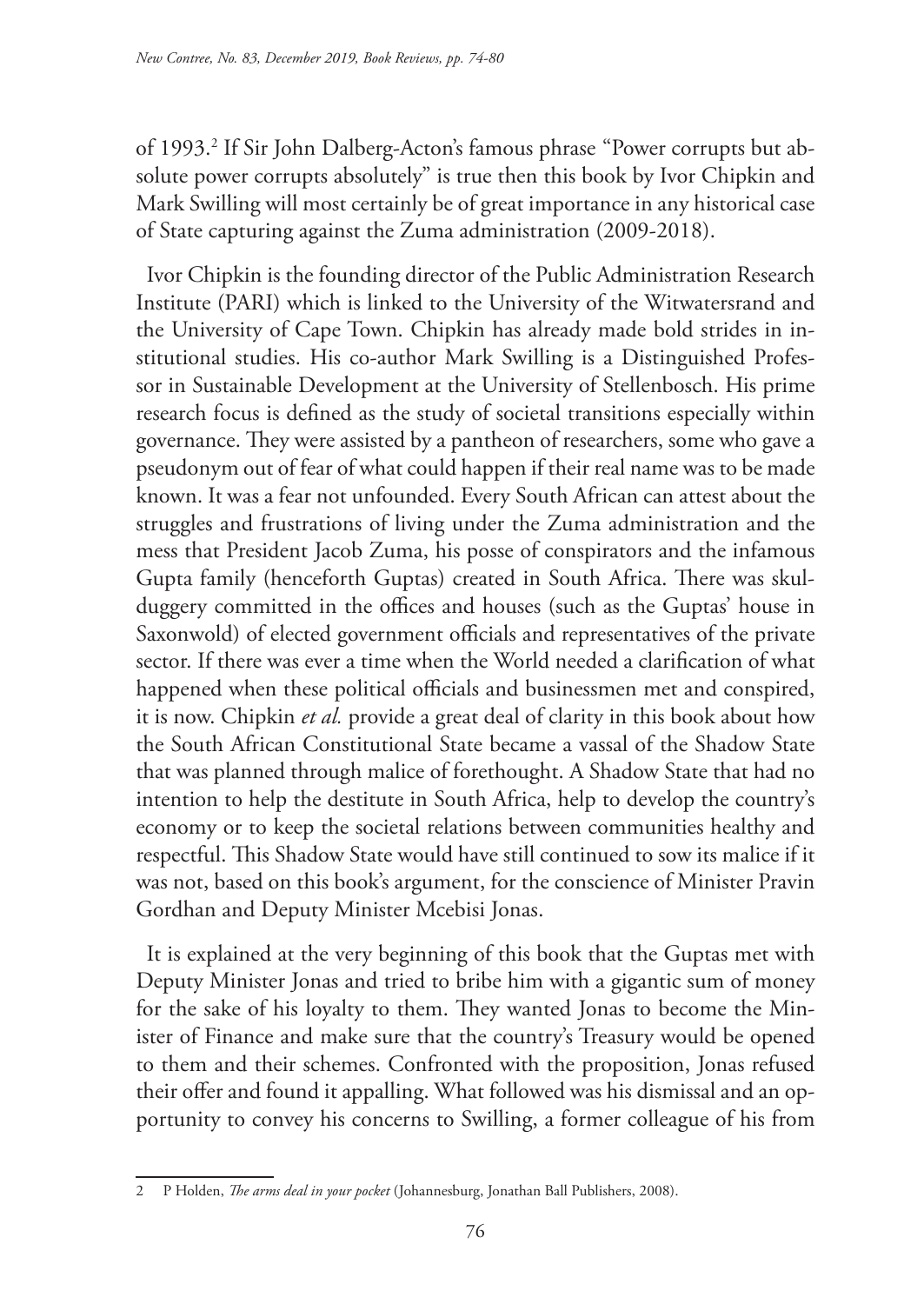of 1993.[2] If Sir John Dalberg-Acton's famous phrase "Power corrupts but absolute power corrupts absolutely" is true then this book by Ivor Chipkin and Mark Swilling will most certainly be of great importance in any historical case of State capturing against the Zuma administration (2009-2018).

Ivor Chipkin is the founding director of the Public Administration Research Institute (PARI) which is linked to the University of the Witwatersrand and the University of Cape Town. Chipkin has already made bold strides in institutional studies. His co-author Mark Swilling is a Distinguished Professor in Sustainable Development at the University of Stellenbosch. His prime research focus is defined as the study of societal transitions especially within governance. They were assisted by a pantheon of researchers, some who gave a pseudonym out of fear of what could happen if their real name was to be made known. It was a fear not unfounded. Every South African can attest about the struggles and frustrations of living under the Zuma administration and the mess that President Jacob Zuma, his posse of conspirators and the infamous Gupta family (henceforth Guptas) created in South Africa. There was skulduggery committed in the offices and houses (such as the Guptas' house in Saxonwold) of elected government officials and representatives of the private sector. If there was ever a time when the World needed a clarification of what happened when these political officials and businessmen met and conspired, it is now. Chipkin *et al.* provide a great deal of clarity in this book about how the South African Constitutional State became a vassal of the Shadow State that was planned through malice of forethought. A Shadow State that had no intention to help the destitute in South Africa, help to develop the country's economy or to keep the societal relations between communities healthy and respectful. This Shadow State would have still continued to sow its malice if it was not, based on this book's argument, for the conscience of Minister Pravin Gordhan and Deputy Minister Mcebisi Jonas.

It is explained at the very beginning of this book that the Guptas met with Deputy Minister Jonas and tried to bribe him with a gigantic sum of money for the sake of his loyalty to them. They wanted Jonas to become the Minister of Finance and make sure that the country's Treasury would be opened to them and their schemes. Confronted with the proposition, Jonas refused their offer and found it appalling. What followed was his dismissal and an opportunity to convey his concerns to Swilling, a former colleague of his from

---

2 P Holden, *The arms deal in your pocket* (Johannesburg, Jonathan Ball Publishers, 2008).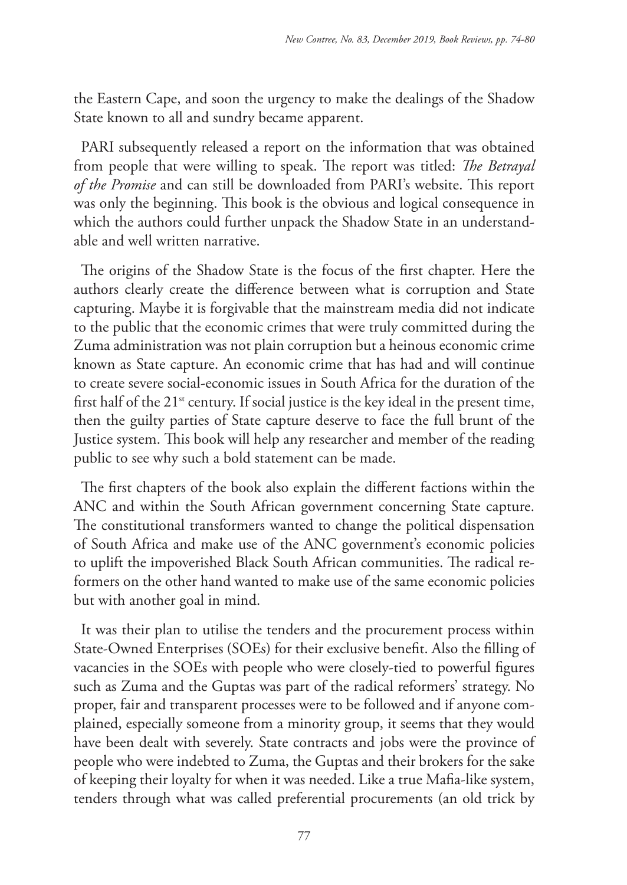the Eastern Cape, and soon the urgency to make the dealings of the Shadow State known to all and sundry became apparent.

PARI subsequently released a report on the information that was obtained from people that were willing to speak. The report was titled: *The Betrayal of the Promise* and can still be downloaded from PARI's website. This report was only the beginning. This book is the obvious and logical consequence in which the authors could further unpack the Shadow State in an understandable and well written narrative.

The origins of the Shadow State is the focus of the first chapter. Here the authors clearly create the difference between what is corruption and State capturing. Maybe it is forgivable that the mainstream media did not indicate to the public that the economic crimes that were truly committed during the Zuma administration was not plain corruption but a heinous economic crime known as State capture. An economic crime that has had and will continue to create severe social-economic issues in South Africa for the duration of the first half of the 21st century. If social justice is the key ideal in the present time, then the guilty parties of State capture deserve to face the full brunt of the Justice system. This book will help any researcher and member of the reading public to see why such a bold statement can be made.

The first chapters of the book also explain the different factions within the ANC and within the South African government concerning State capture. The constitutional transformers wanted to change the political dispensation of South Africa and make use of the ANC government's economic policies to uplift the impoverished Black South African communities. The radical reformers on the other hand wanted to make use of the same economic policies but with another goal in mind.

It was their plan to utilise the tenders and the procurement process within State-Owned Enterprises (SOEs) for their exclusive benefit. Also the filling of vacancies in the SOEs with people who were closely-tied to powerful figures such as Zuma and the Guptas was part of the radical reformers' strategy. No proper, fair and transparent processes were to be followed and if anyone complained, especially someone from a minority group, it seems that they would have been dealt with severely. State contracts and jobs were the province of people who were indebted to Zuma, the Guptas and their brokers for the sake of keeping their loyalty for when it was needed. Like a true Mafia-like system, tenders through what was called preferential procurements (an old trick by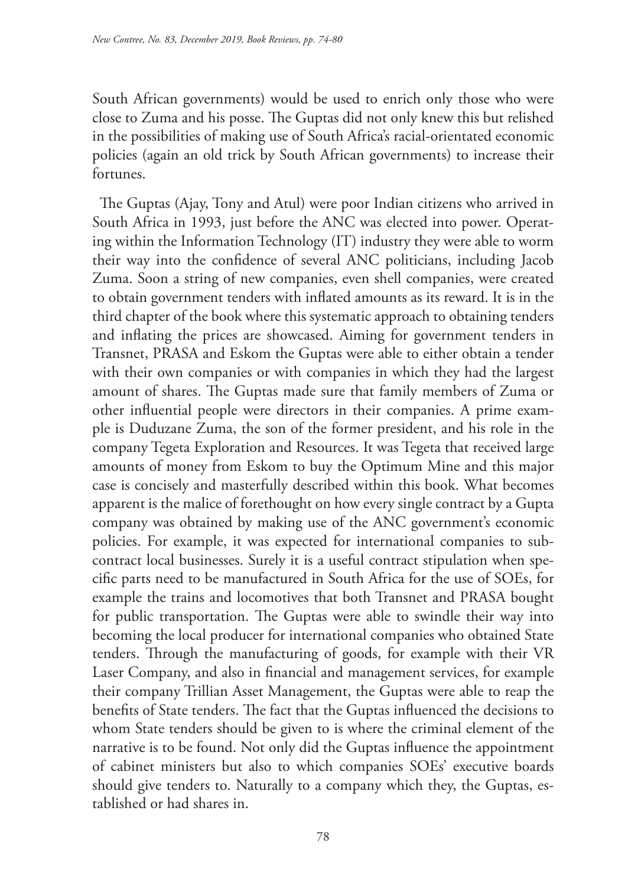South African governments) would be used to enrich only those who were close to Zuma and his posse. The Guptas did not only knew this but relished in the possibilities of making use of South Africa's racial-orientated economic policies (again an old trick by South African governments) to increase their fortunes.

The Guptas (Ajay, Tony and Atul) were poor Indian citizens who arrived in South Africa in 1993, just before the ANC was elected into power. Operating within the Information Technology (IT) industry they were able to worm their way into the confidence of several ANC politicians, including Jacob Zuma. Soon a string of new companies, even shell companies, were created to obtain government tenders with inflated amounts as its reward. It is in the third chapter of the book where this systematic approach to obtaining tenders and inflating the prices are showcased. Aiming for government tenders in Transnet, PRASA and Eskom the Guptas were able to either obtain a tender with their own companies or with companies in which they had the largest amount of shares. The Guptas made sure that family members of Zuma or other influential people were directors in their companies. A prime example is Duduzane Zuma, the son of the former president, and his role in the company Tegeta Exploration and Resources. It was Tegeta that received large amounts of money from Eskom to buy the Optimum Mine and this major case is concisely and masterfully described within this book. What becomes apparent is the malice of forethought on how every single contract by a Gupta company was obtained by making use of the ANC government's economic policies. For example, it was expected for international companies to subcontract local businesses. Surely it is a useful contract stipulation when specific parts need to be manufactured in South Africa for the use of SOEs, for example the trains and locomotives that both Transnet and PRASA bought for public transportation. The Guptas were able to swindle their way into becoming the local producer for international companies who obtained State tenders. Through the manufacturing of goods, for example with their VR Laser Company, and also in financial and management services, for example their company Trillian Asset Management, the Guptas were able to reap the benefits of State tenders. The fact that the Guptas influenced the decisions to whom State tenders should be given to is where the criminal element of the narrative is to be found. Not only did the Guptas influence the appointment of cabinet ministers but also to which companies SOEs' executive boards should give tenders to. Naturally to a company which they, the Guptas, established or had shares in.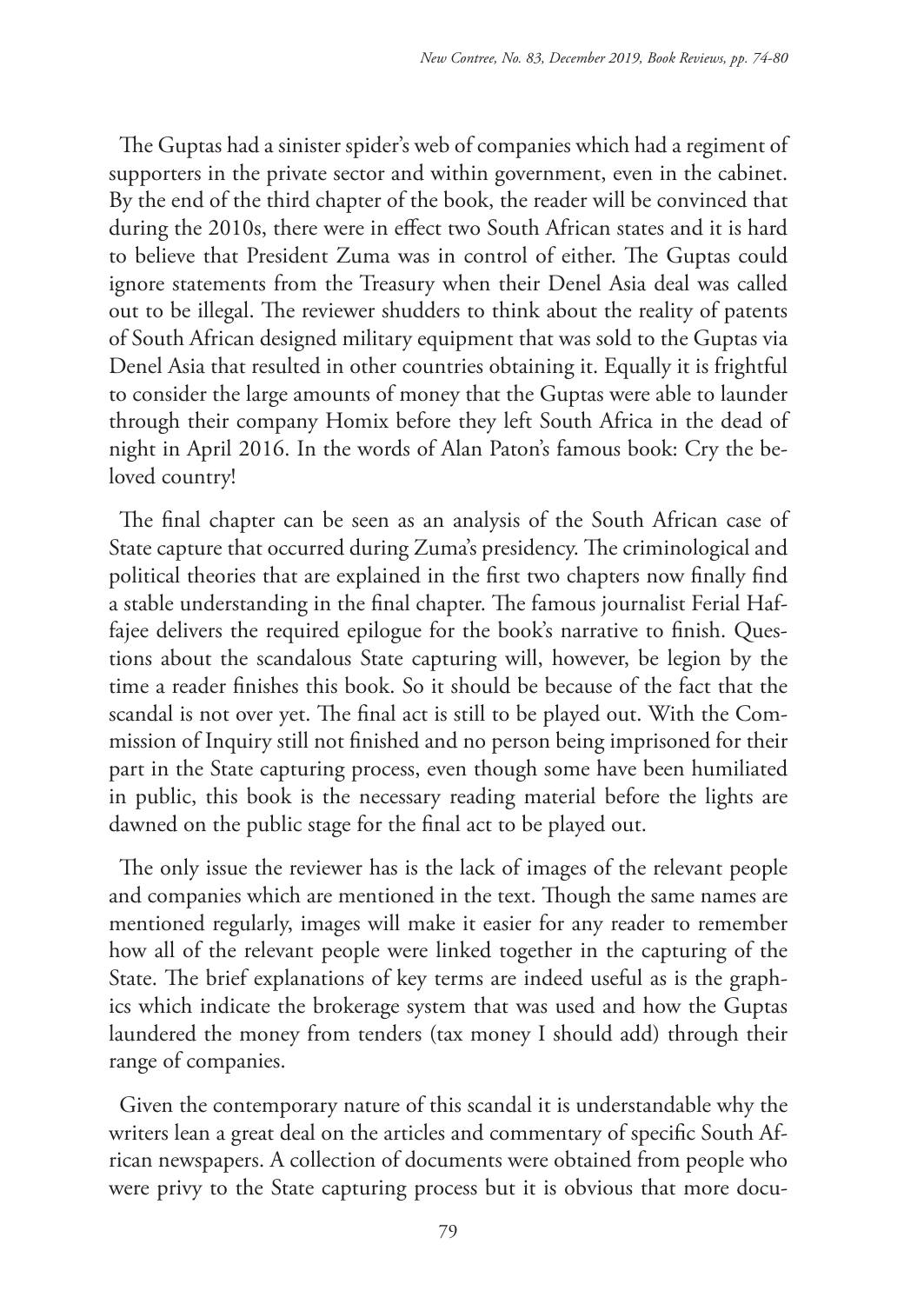The Guptas had a sinister spider's web of companies which had a regiment of supporters in the private sector and within government, even in the cabinet. By the end of the third chapter of the book, the reader will be convinced that during the 2010s, there were in effect two South African states and it is hard to believe that President Zuma was in control of either. The Guptas could ignore statements from the Treasury when their Denel Asia deal was called out to be illegal. The reviewer shudders to think about the reality of patents of South African designed military equipment that was sold to the Guptas via Denel Asia that resulted in other countries obtaining it. Equally it is frightful to consider the large amounts of money that the Guptas were able to launder through their company Homix before they left South Africa in the dead of night in April 2016. In the words of Alan Paton's famous book: Cry the beloved country!

The final chapter can be seen as an analysis of the South African case of State capture that occurred during Zuma's presidency. The criminological and political theories that are explained in the first two chapters now finally find a stable understanding in the final chapter. The famous journalist Ferial Haffajee delivers the required epilogue for the book's narrative to finish. Questions about the scandalous State capturing will, however, be legion by the time a reader finishes this book. So it should be because of the fact that the scandal is not over yet. The final act is still to be played out. With the Commission of Inquiry still not finished and no person being imprisoned for their part in the State capturing process, even though some have been humiliated in public, this book is the necessary reading material before the lights are dawned on the public stage for the final act to be played out.

The only issue the reviewer has is the lack of images of the relevant people and companies which are mentioned in the text. Though the same names are mentioned regularly, images will make it easier for any reader to remember how all of the relevant people were linked together in the capturing of the State. The brief explanations of key terms are indeed useful as is the graphics which indicate the brokerage system that was used and how the Guptas laundered the money from tenders (tax money I should add) through their range of companies.

Given the contemporary nature of this scandal it is understandable why the writers lean a great deal on the articles and commentary of specific South African newspapers. A collection of documents were obtained from people who were privy to the State capturing process but it is obvious that more docu-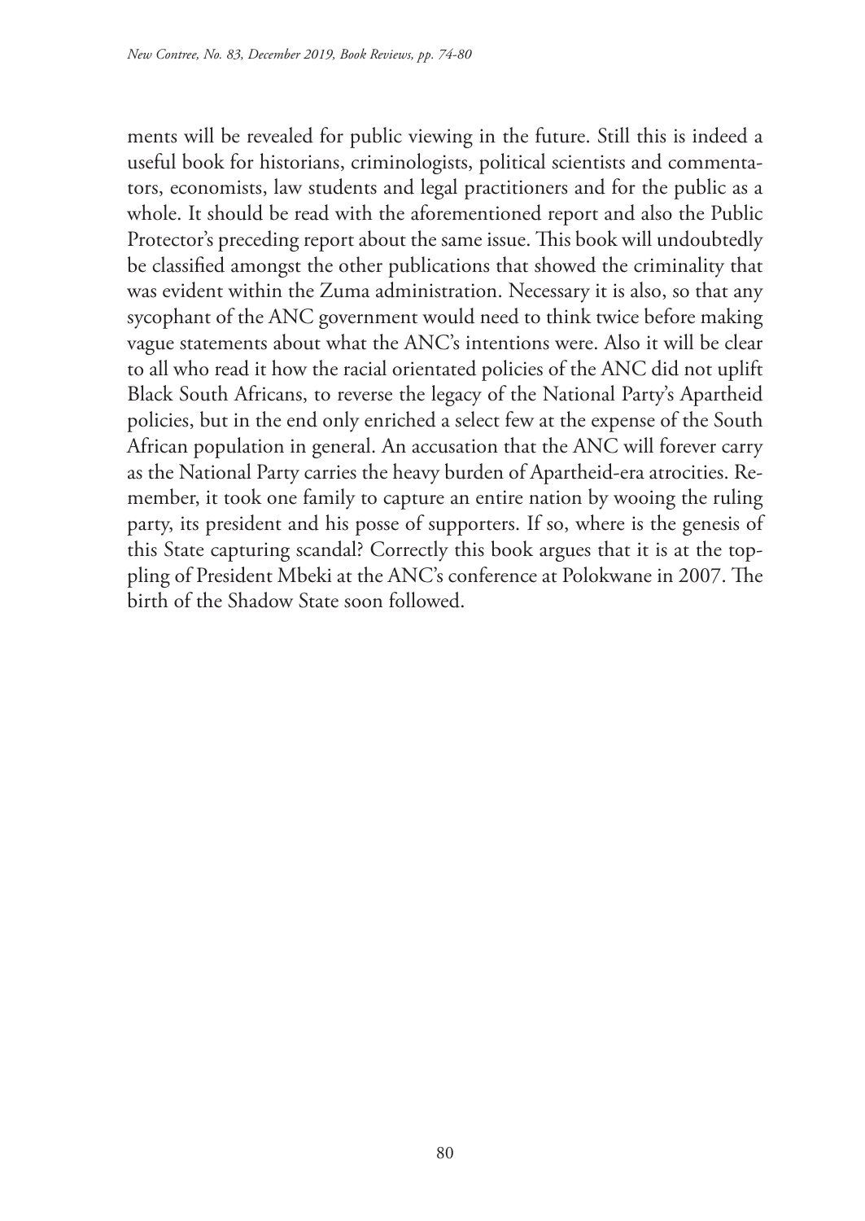ments will be revealed for public viewing in the future. Still this is indeed a useful book for historians, criminologists, political scientists and commentators, economists, law students and legal practitioners and for the public as a whole. It should be read with the aforementioned report and also the Public Protector's preceding report about the same issue. This book will undoubtedly be classified amongst the other publications that showed the criminality that was evident within the Zuma administration. Necessary it is also, so that any sycophant of the ANC government would need to think twice before making vague statements about what the ANC's intentions were. Also it will be clear to all who read it how the racial orientated policies of the ANC did not uplift Black South Africans, to reverse the legacy of the National Party's Apartheid policies, but in the end only enriched a select few at the expense of the South African population in general. An accusation that the ANC will forever carry as the National Party carries the heavy burden of Apartheid-era atrocities. Remember, it took one family to capture an entire nation by wooing the ruling party, its president and his posse of supporters. If so, where is the genesis of this State capturing scandal? Correctly this book argues that it is at the toppling of President Mbeki at the ANC's conference at Polokwane in 2007. The birth of the Shadow State soon followed.